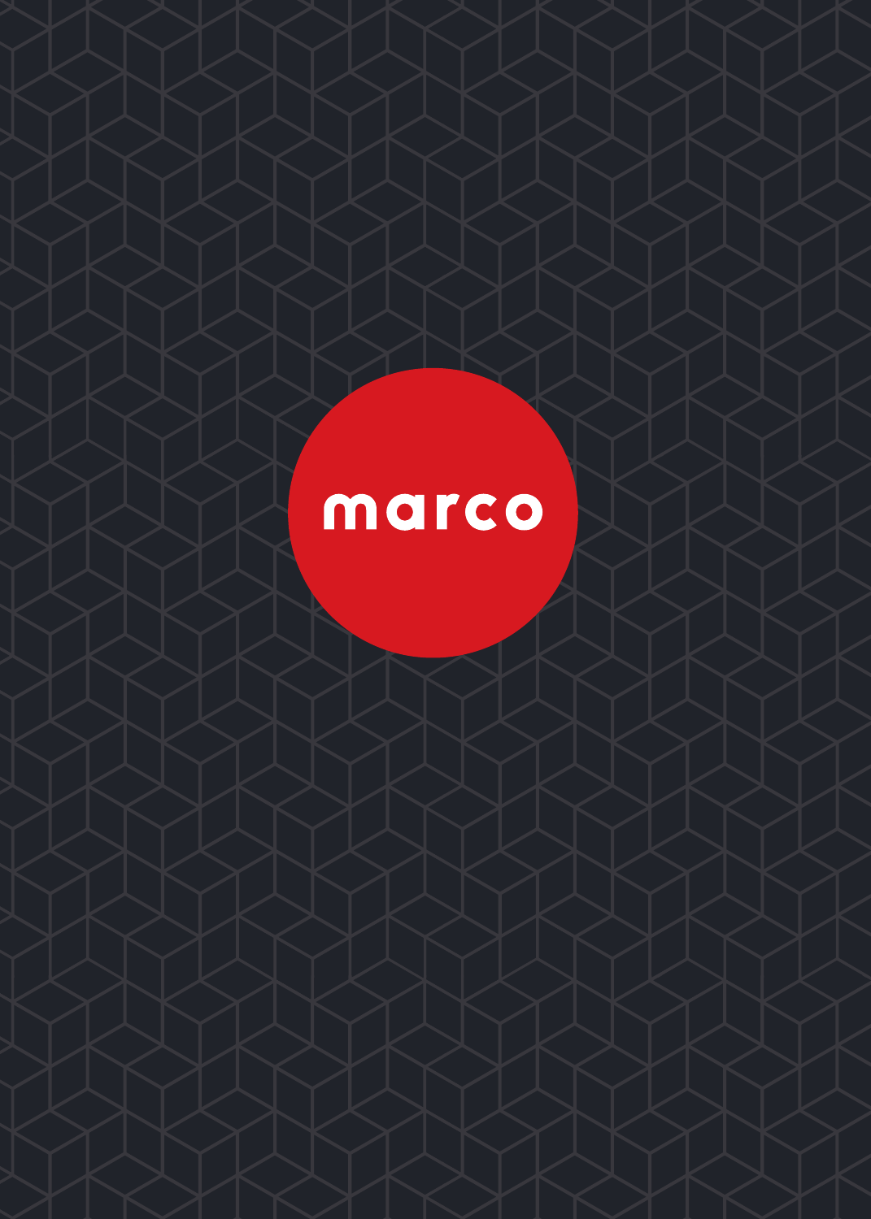marco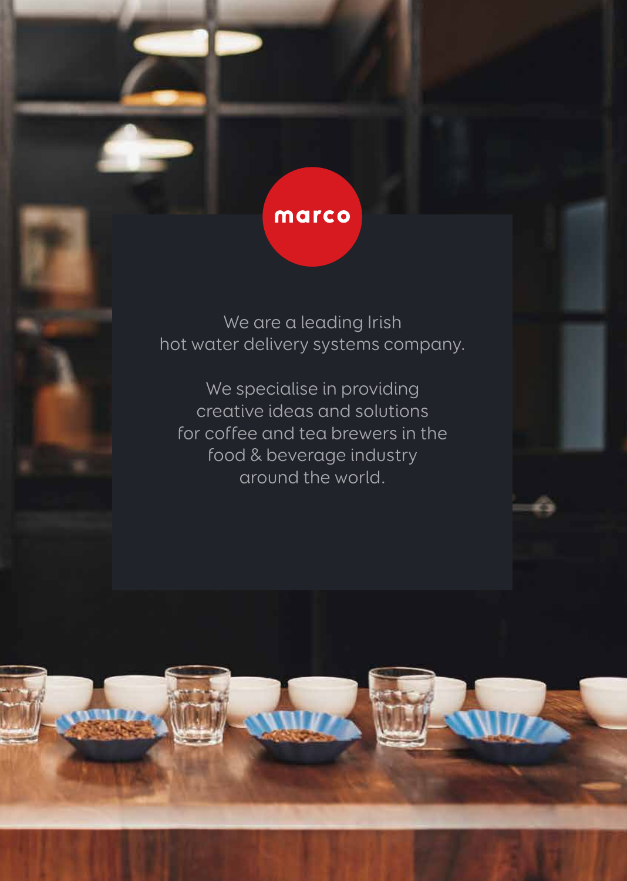marco

We are a leading Irish hot water delivery systems company.

We specialise in providing creative ideas and solutions for coffee and tea brewers in the food & beverage industry around the world.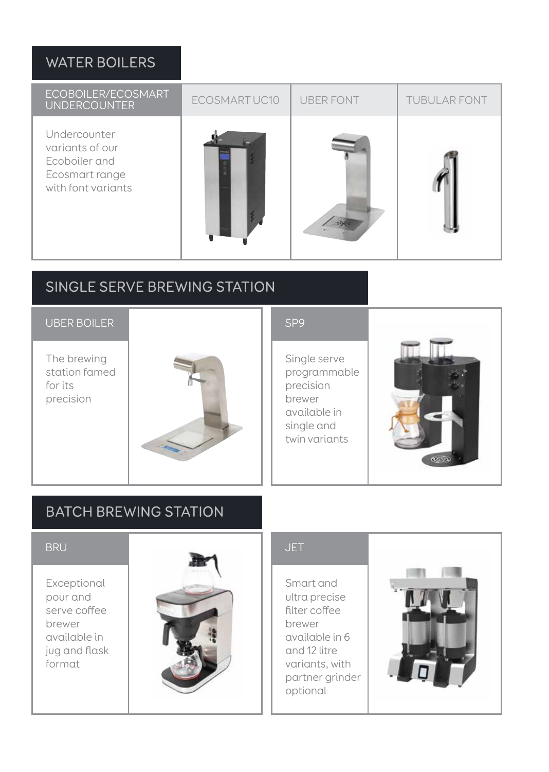## WATER BOILERS

| ECOBOILER/ECOSMART UNDERCOUNTER | ECOSMART UC10 | UBER FONT | TUBULAR FONT |
|---|---|---|---|
| Undercounter variants of our Ecoboiler and Ecosmart range with font variants | | | |

## SINGLE SERVE BREWING STATION

### UBER BOILER

The brewing station famed for its precision

### SP9

Single serve programmable precision brewer available in single and twin variants

## BATCH BREWING STATION

### BRU

Exceptional pour and serve coffee brewer available in jug and flask format

### JET

Smart and ultra precise filter coffee brewer available in 6 and 12 litre variants, with partner grinder optional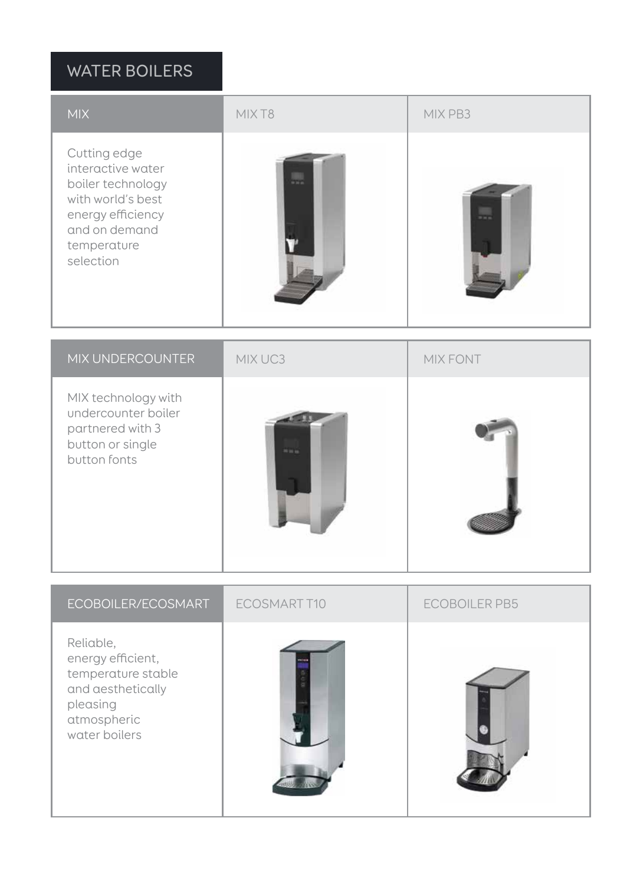# WATER BOILERS

| MIX | MIX T8 | MIX PB3 |
| --- | --- | --- |
| Cutting edge interactive water boiler technology with world's best energy efficiency and on demand temperature selection | | |

| MIX UNDERCOUNTER | MIX UC3 | MIX FONT |
| --- | --- | --- |
| MIX technology with undercounter boiler partnered with 3 button or single button fonts | | |

| ECOBOILER/ECOSMART | ECOSMART T10 | ECOBOILER PB5 |
| --- | --- | --- |
| Reliable, energy efficient, temperature stable and aesthetically pleasing atmospheric water boilers | | |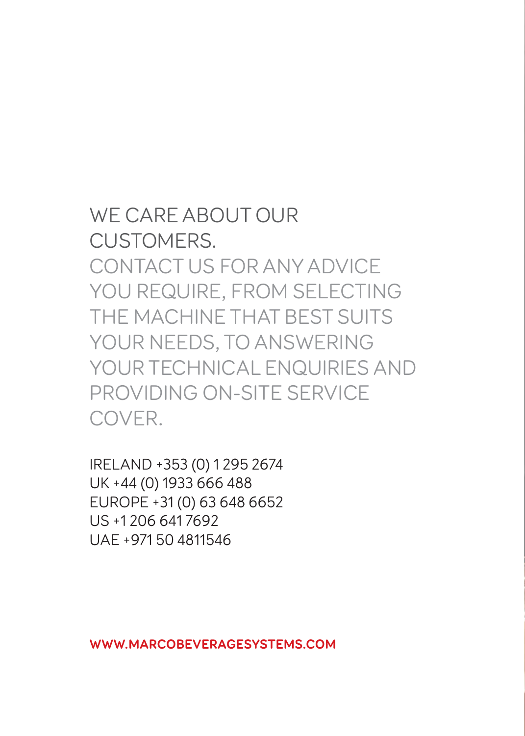## WE CARE ABOUT OUR CUSTOMERS.

CONTACT US FOR ANY ADVICE YOU REQUIRE, FROM SELECTING THE MACHINE THAT BEST SUITS YOUR NEEDS, TO ANSWERING YOUR TECHNICAL ENQUIRIES AND PROVIDING ON-SITE SERVICE COVER.

IRELAND +353 (0) 1 295 2674
UK +44 (0) 1933 666 488
EUROPE +31 (0) 63 648 6652
US +1 206 641 7692
UAE +971 50 4811546

**WWW.MARCOBEVERAGESYSTEMS.COM**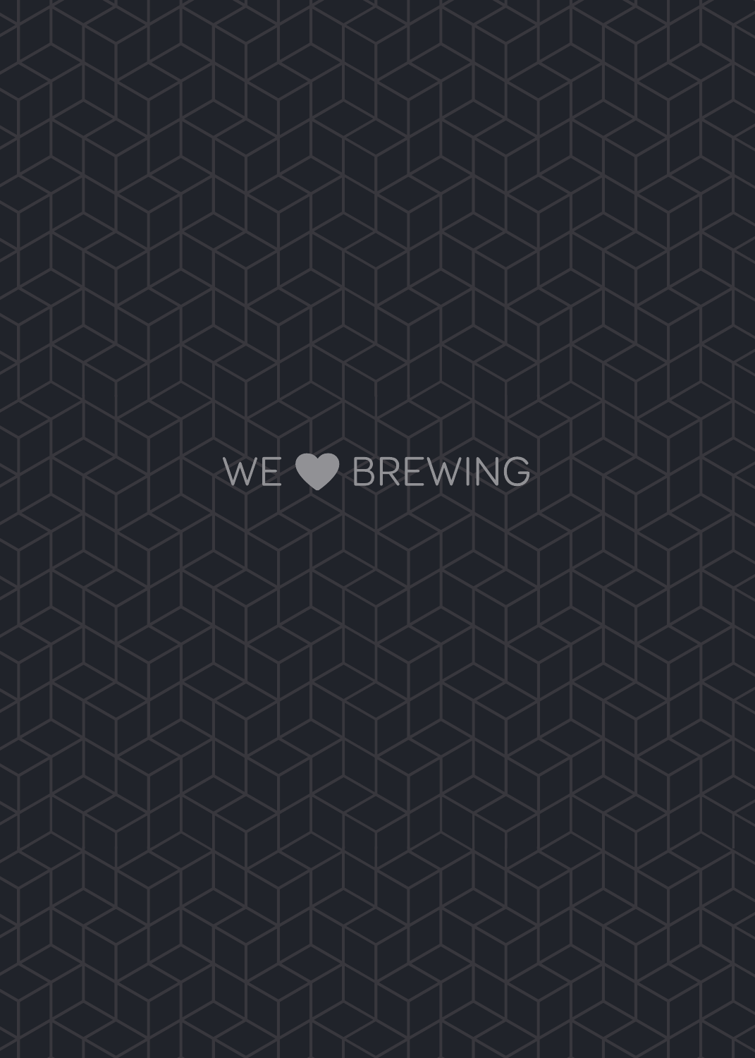WE ♥ BREWING